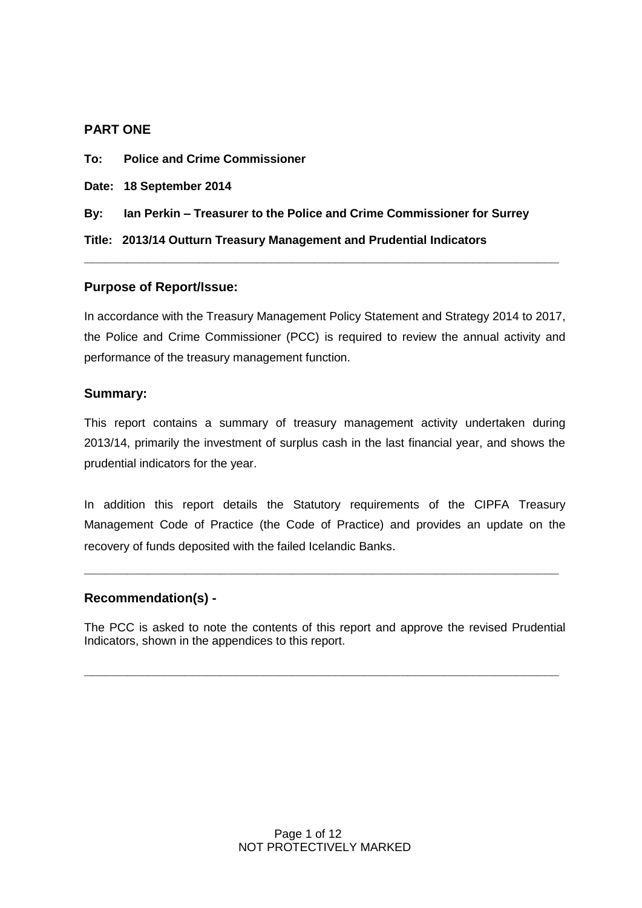## PART ONE

**To: Police and Crime Commissioner**

**Date: 18 September 2014**

**By: Ian Perkin – Treasurer to the Police and Crime Commissioner for Surrey**

**Title: 2013/14 Outturn Treasury Management and Prudential Indicators**

---

## Purpose of Report/Issue:

In accordance with the Treasury Management Policy Statement and Strategy 2014 to 2017, the Police and Crime Commissioner (PCC) is required to review the annual activity and performance of the treasury management function.

## Summary:

This report contains a summary of treasury management activity undertaken during 2013/14, primarily the investment of surplus cash in the last financial year, and shows the prudential indicators for the year.

In addition this report details the Statutory requirements of the CIPFA Treasury Management Code of Practice (the Code of Practice) and provides an update on the recovery of funds deposited with the failed Icelandic Banks.

---

## Recommendation(s) -

The PCC is asked to note the contents of this report and approve the revised Prudential Indicators, shown in the appendices to this report.

---

NOT PROTECTIVELY MARKED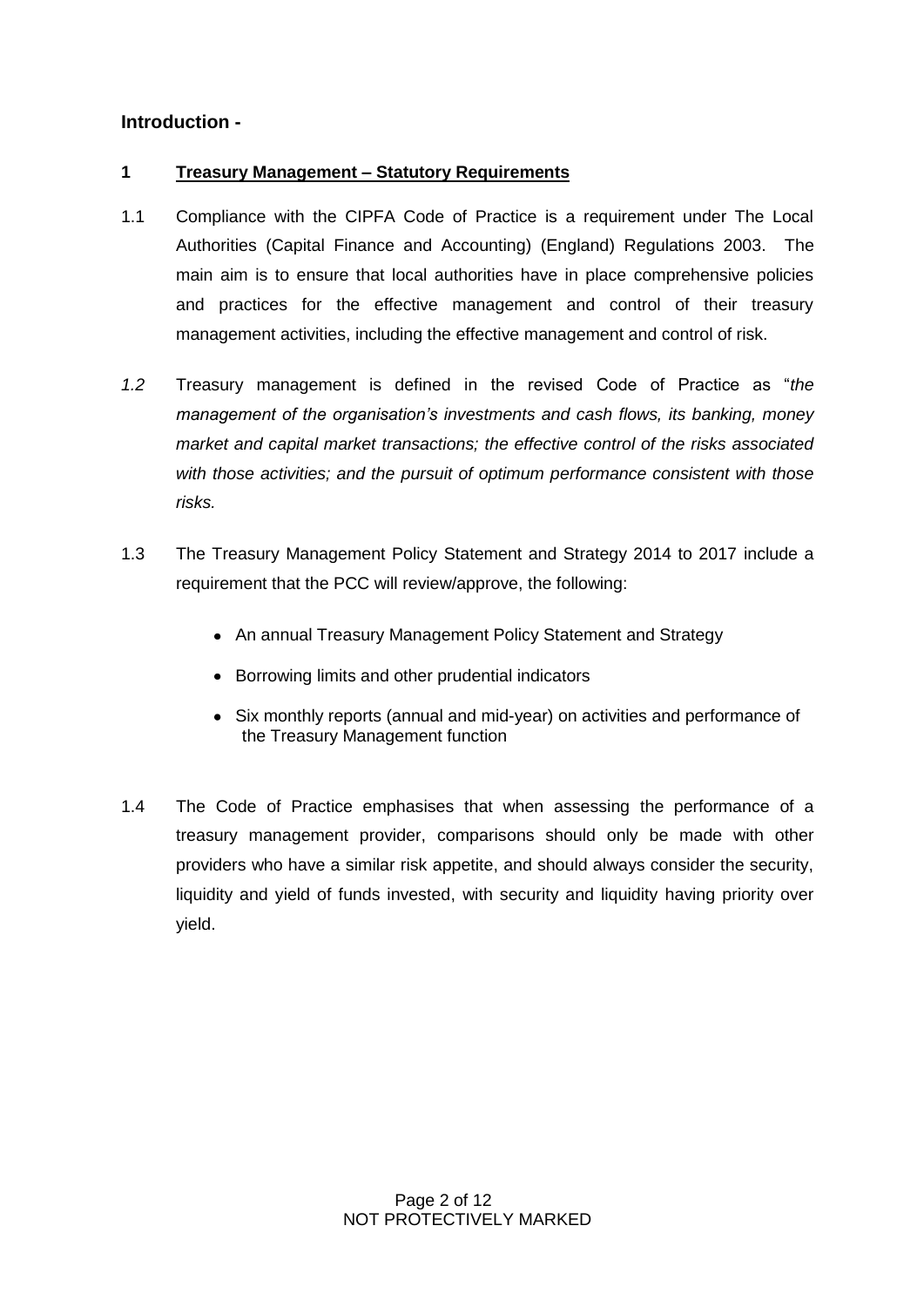## Introduction -

### 1 Treasury Management – Statutory Requirements

1.1 Compliance with the CIPFA Code of Practice is a requirement under The Local Authorities (Capital Finance and Accounting) (England) Regulations 2003. The main aim is to ensure that local authorities have in place comprehensive policies and practices for the effective management and control of their treasury management activities, including the effective management and control of risk.

*1.2* Treasury management is defined in the revised Code of Practice as "*the management of the organisation's investments and cash flows, its banking, money market and capital market transactions; the effective control of the risks associated with those activities; and the pursuit of optimum performance consistent with those risks.*

1.3 The Treasury Management Policy Statement and Strategy 2014 to 2017 include a requirement that the PCC will review/approve, the following:

- An annual Treasury Management Policy Statement and Strategy
- Borrowing limits and other prudential indicators
- Six monthly reports (annual and mid-year) on activities and performance of the Treasury Management function

1.4 The Code of Practice emphasises that when assessing the performance of a treasury management provider, comparisons should only be made with other providers who have a similar risk appetite, and should always consider the security, liquidity and yield of funds invested, with security and liquidity having priority over yield.

NOT PROTECTIVELY MARKED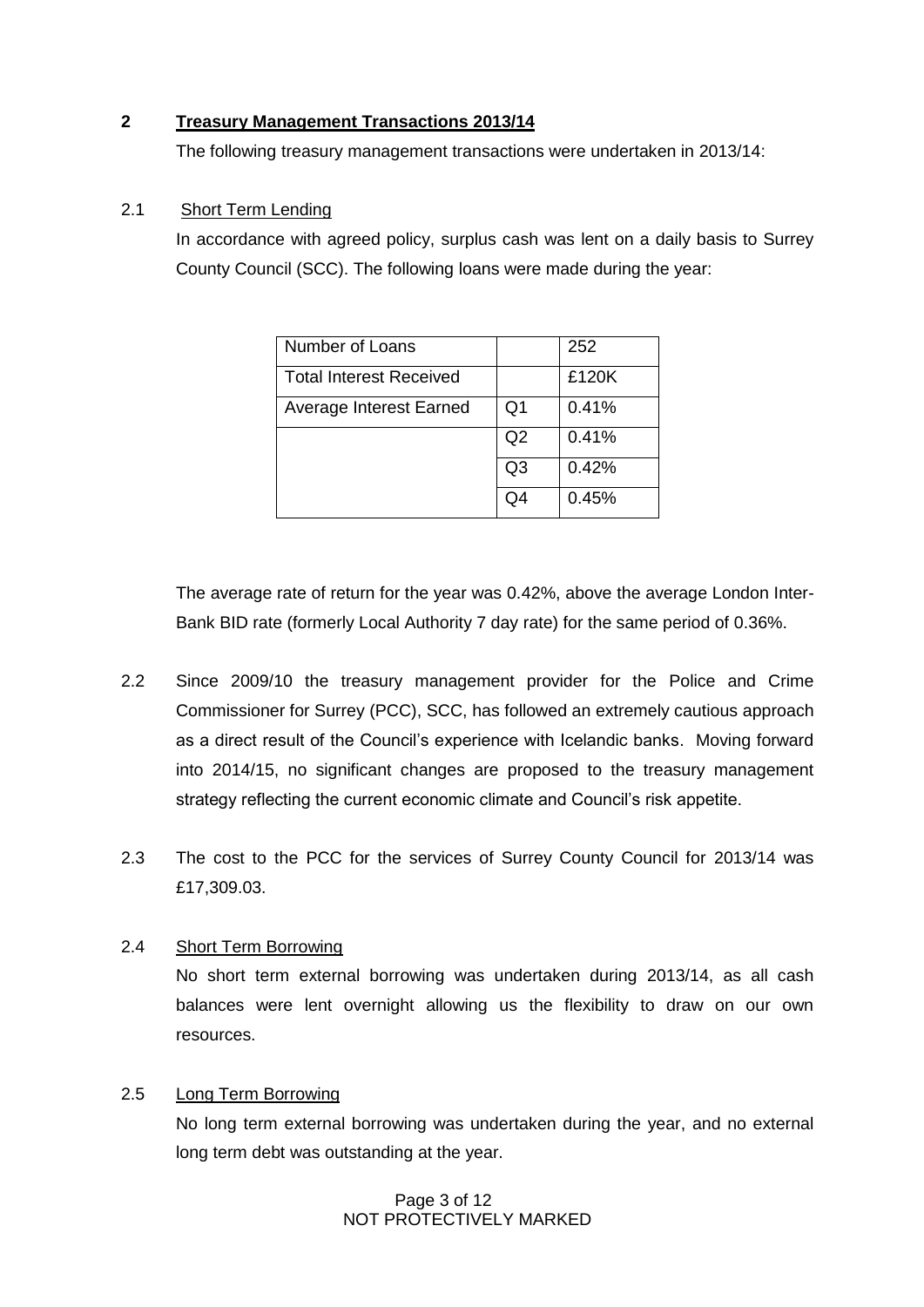## 2 Treasury Management Transactions 2013/14

The following treasury management transactions were undertaken in 2013/14:

### 2.1 Short Term Lending

In accordance with agreed policy, surplus cash was lent on a daily basis to Surrey County Council (SCC). The following loans were made during the year:

| | | |
|---|---|---|
| Number of Loans | | 252 |
| Total Interest Received | | £120K |
| Average Interest Earned | Q1 | 0.41% |
| | Q2 | 0.41% |
| | Q3 | 0.42% |
| | Q4 | 0.45% |

The average rate of return for the year was 0.42%, above the average London Inter-Bank BID rate (formerly Local Authority 7 day rate) for the same period of 0.36%.

2.2 Since 2009/10 the treasury management provider for the Police and Crime Commissioner for Surrey (PCC), SCC, has followed an extremely cautious approach as a direct result of the Council's experience with Icelandic banks. Moving forward into 2014/15, no significant changes are proposed to the treasury management strategy reflecting the current economic climate and Council's risk appetite.

2.3 The cost to the PCC for the services of Surrey County Council for 2013/14 was £17,309.03.

### 2.4 Short Term Borrowing

No short term external borrowing was undertaken during 2013/14, as all cash balances were lent overnight allowing us the flexibility to draw on our own resources.

### 2.5 Long Term Borrowing

No long term external borrowing was undertaken during the year, and no external long term debt was outstanding at the year.

NOT PROTECTIVELY MARKED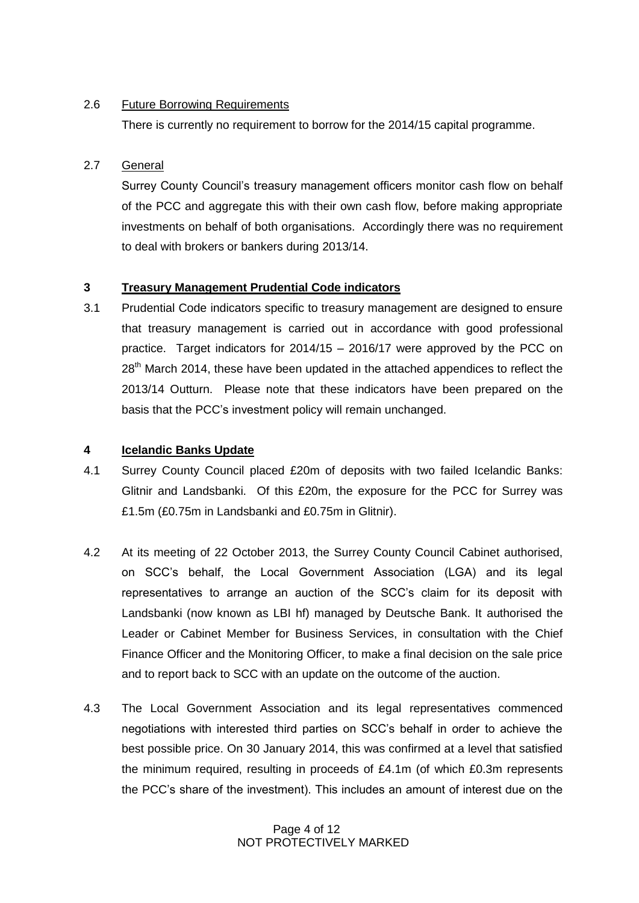2.6 Future Borrowing Requirements

There is currently no requirement to borrow for the 2014/15 capital programme.

2.7 General

Surrey County Council's treasury management officers monitor cash flow on behalf of the PCC and aggregate this with their own cash flow, before making appropriate investments on behalf of both organisations. Accordingly there was no requirement to deal with brokers or bankers during 2013/14.

## 3 Treasury Management Prudential Code indicators

3.1 Prudential Code indicators specific to treasury management are designed to ensure that treasury management is carried out in accordance with good professional practice. Target indicators for 2014/15 – 2016/17 were approved by the PCC on 28th March 2014, these have been updated in the attached appendices to reflect the 2013/14 Outturn. Please note that these indicators have been prepared on the basis that the PCC's investment policy will remain unchanged.

## 4 Icelandic Banks Update

4.1 Surrey County Council placed £20m of deposits with two failed Icelandic Banks: Glitnir and Landsbanki. Of this £20m, the exposure for the PCC for Surrey was £1.5m (£0.75m in Landsbanki and £0.75m in Glitnir).

4.2 At its meeting of 22 October 2013, the Surrey County Council Cabinet authorised, on SCC's behalf, the Local Government Association (LGA) and its legal representatives to arrange an auction of the SCC's claim for its deposit with Landsbanki (now known as LBI hf) managed by Deutsche Bank. It authorised the Leader or Cabinet Member for Business Services, in consultation with the Chief Finance Officer and the Monitoring Officer, to make a final decision on the sale price and to report back to SCC with an update on the outcome of the auction.

4.3 The Local Government Association and its legal representatives commenced negotiations with interested third parties on SCC's behalf in order to achieve the best possible price. On 30 January 2014, this was confirmed at a level that satisfied the minimum required, resulting in proceeds of £4.1m (of which £0.3m represents the PCC's share of the investment). This includes an amount of interest due on the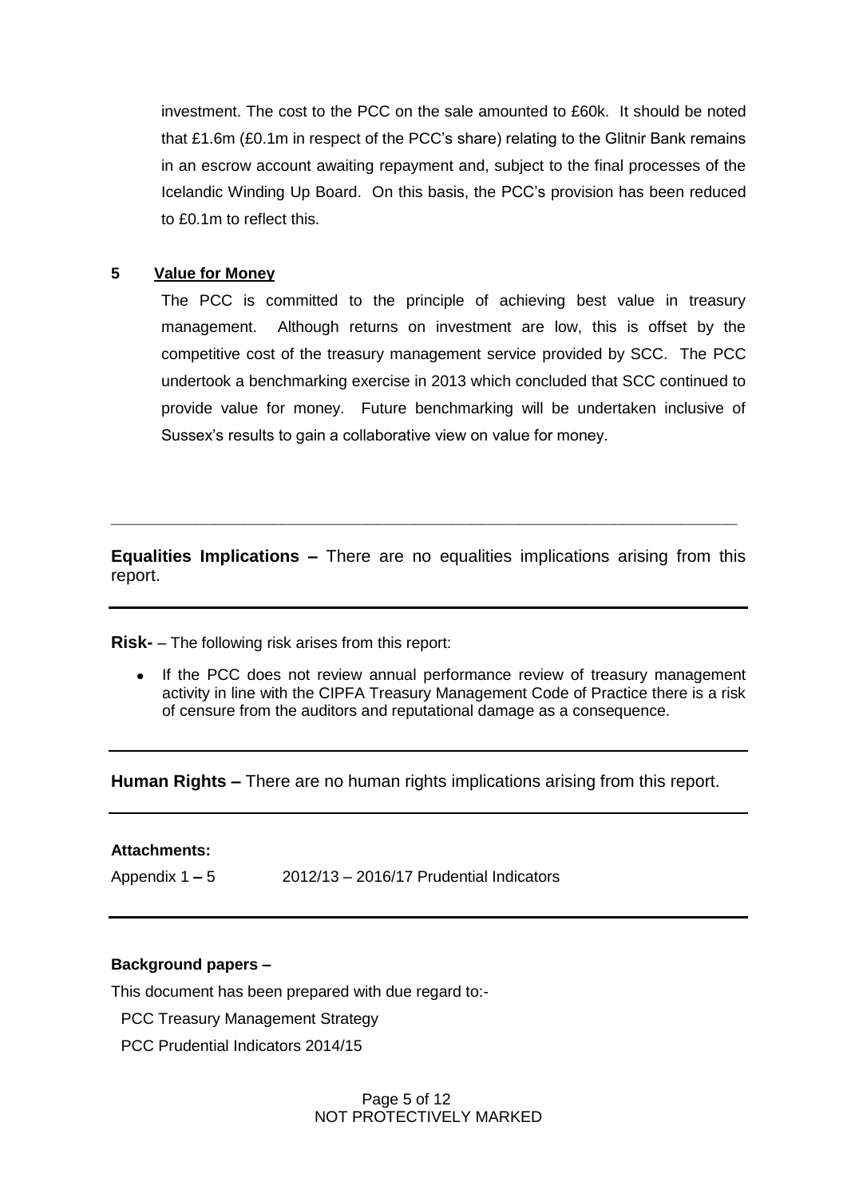investment. The cost to the PCC on the sale amounted to £60k. It should be noted that £1.6m (£0.1m in respect of the PCC's share) relating to the Glitnir Bank remains in an escrow account awaiting repayment and, subject to the final processes of the Icelandic Winding Up Board. On this basis, the PCC's provision has been reduced to £0.1m to reflect this.

## 5 Value for Money

The PCC is committed to the principle of achieving best value in treasury management. Although returns on investment are low, this is offset by the competitive cost of the treasury management service provided by SCC. The PCC undertook a benchmarking exercise in 2013 which concluded that SCC continued to provide value for money. Future benchmarking will be undertaken inclusive of Sussex's results to gain a collaborative view on value for money.

---

**Equalities Implications –** There are no equalities implications arising from this report.

---

**Risk-** – The following risk arises from this report:

- If the PCC does not review annual performance review of treasury management activity in line with the CIPFA Treasury Management Code of Practice there is a risk of censure from the auditors and reputational damage as a consequence.

---

**Human Rights –** There are no human rights implications arising from this report.

---

**Attachments:**

Appendix 1 – 5 2012/13 – 2016/17 Prudential Indicators

---

**Background papers –**

This document has been prepared with due regard to:-

PCC Treasury Management Strategy

PCC Prudential Indicators 2014/15

NOT PROTECTIVELY MARKED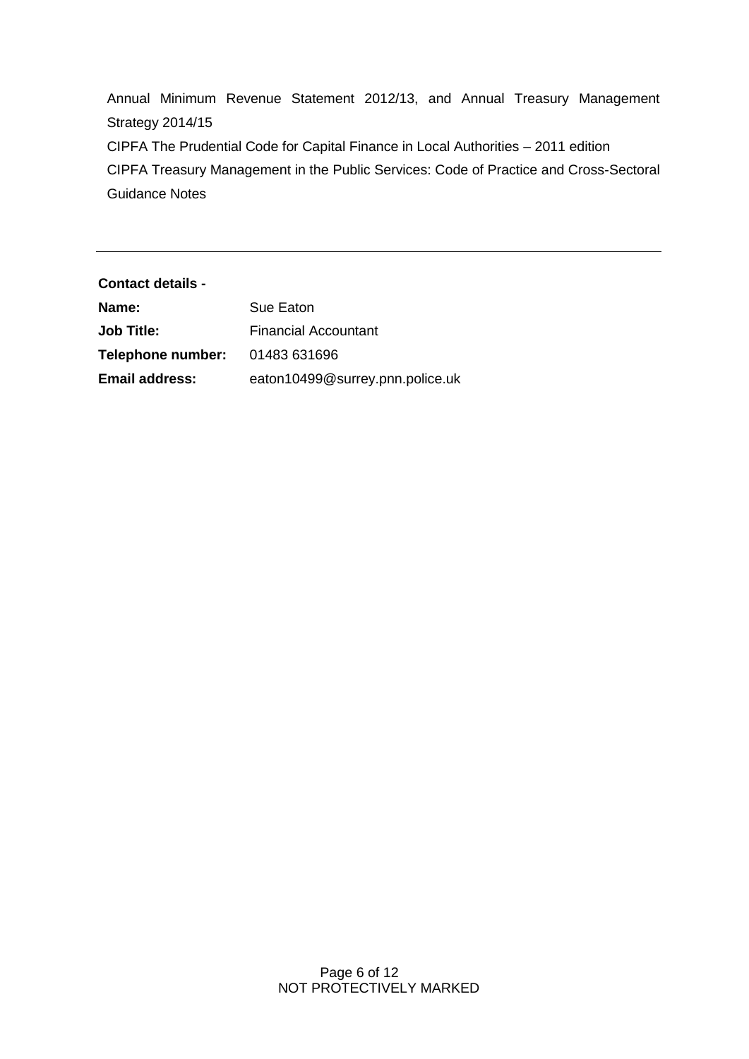Annual Minimum Revenue Statement 2012/13, and Annual Treasury Management Strategy 2014/15

CIPFA The Prudential Code for Capital Finance in Local Authorities – 2011 edition

CIPFA Treasury Management in the Public Services: Code of Practice and Cross-Sectoral Guidance Notes

---

**Contact details -**

| | |
|---|---|
| **Name:** | Sue Eaton |
| **Job Title:** | Financial Accountant |
| **Telephone number:** | 01483 631696 |
| **Email address:** | eaton10499@surrey.pnn.police.uk |

NOT PROTECTIVELY MARKED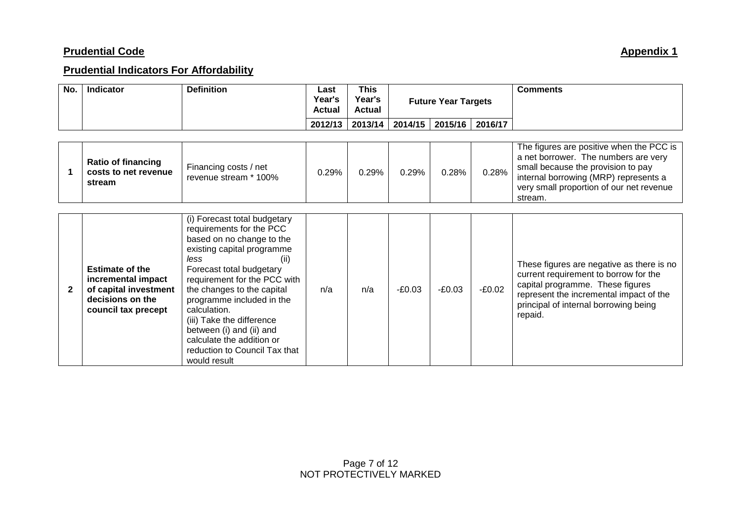**Prudential Code** **Appendix 1**

## Prudential Indicators For Affordability

| No. | Indicator | Definition | Last Year's Actual | This Year's Actual | Future Year Targets | | | Comments |
|---|---|---|---|---|---|---|---|---|
| | | | 2012/13 | 2013/14 | 2014/15 | 2015/16 | 2016/17 | |
| **1** | **Ratio of financing costs to net revenue stream** | Financing costs / net revenue stream * 100% | 0.29% | 0.29% | 0.29% | 0.28% | 0.28% | The figures are positive when the PCC is a net borrower. The numbers are very small because the provision to pay internal borrowing (MRP) represents a very small proportion of our net revenue stream. |
| **2** | **Estimate of the incremental impact of capital investment decisions on the council tax precept** | (i) Forecast total budgetary requirements for the PCC based on no change to the existing capital programme *less* (ii) Forecast total budgetary requirement for the PCC with the changes to the capital programme included in the calculation. (iii) Take the difference between (i) and (ii) and calculate the addition or reduction to Council Tax that would result | n/a | n/a | -£0.03 | -£0.03 | -£0.02 | These figures are negative as there is no current requirement to borrow for the capital programme. These figures represent the incremental impact of the principal of internal borrowing being repaid. |

NOT PROTECTIVELY MARKED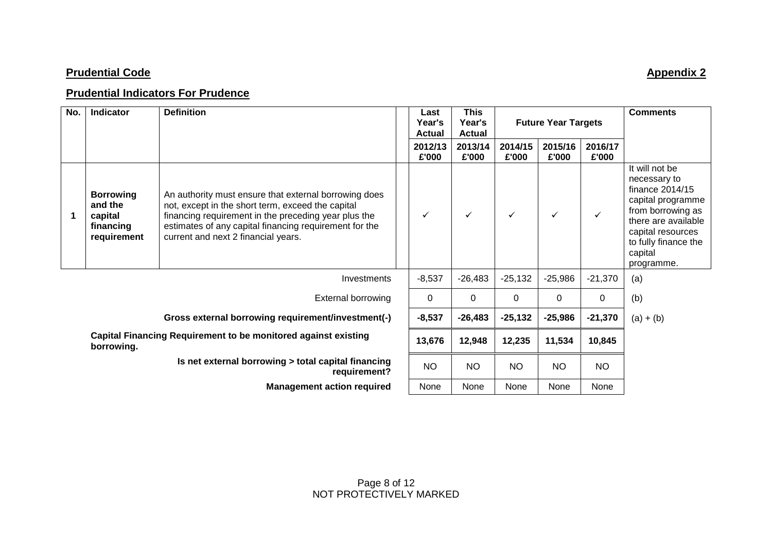## Prudential Code

## Appendix 2

## Prudential Indicators For Prudence

| No. | Indicator | Definition | Last Year's Actual | This Year's Actual | Future Year Targets | | | Comments |
|---|---|---|---|---|---|---|---|---|
| | | | 2012/13 £'000 | 2013/14 £'000 | 2014/15 £'000 | 2015/16 £'000 | 2016/17 £'000 | |
| 1 | **Borrowing and the capital financing requirement** | An authority must ensure that external borrowing does not, except in the short term, exceed the capital financing requirement in the preceding year plus the estimates of any capital financing requirement for the current and next 2 financial years. | ✓ | ✓ | ✓ | ✓ | ✓ | It will not be necessary to finance 2014/15 capital programme from borrowing as there are available capital resources to fully finance the capital programme. |
| | | Investments | -8,537 | -26,483 | -25,132 | -25,986 | -21,370 | (a) |
| | | External borrowing | 0 | 0 | 0 | 0 | 0 | (b) |
| | | **Gross external borrowing requirement/investment(-)** | **-8,537** | **-26,483** | **-25,132** | **-25,986** | **-21,370** | (a) + (b) |
| | | **Capital Financing Requirement to be monitored against existing borrowing.** | **13,676** | **12,948** | **12,235** | **11,534** | **10,845** | |
| | | **Is net external borrowing > total capital financing requirement?** | NO | NO | NO | NO | NO | |
| | | **Management action required** | None | None | None | None | None | |

NOT PROTECTIVELY MARKED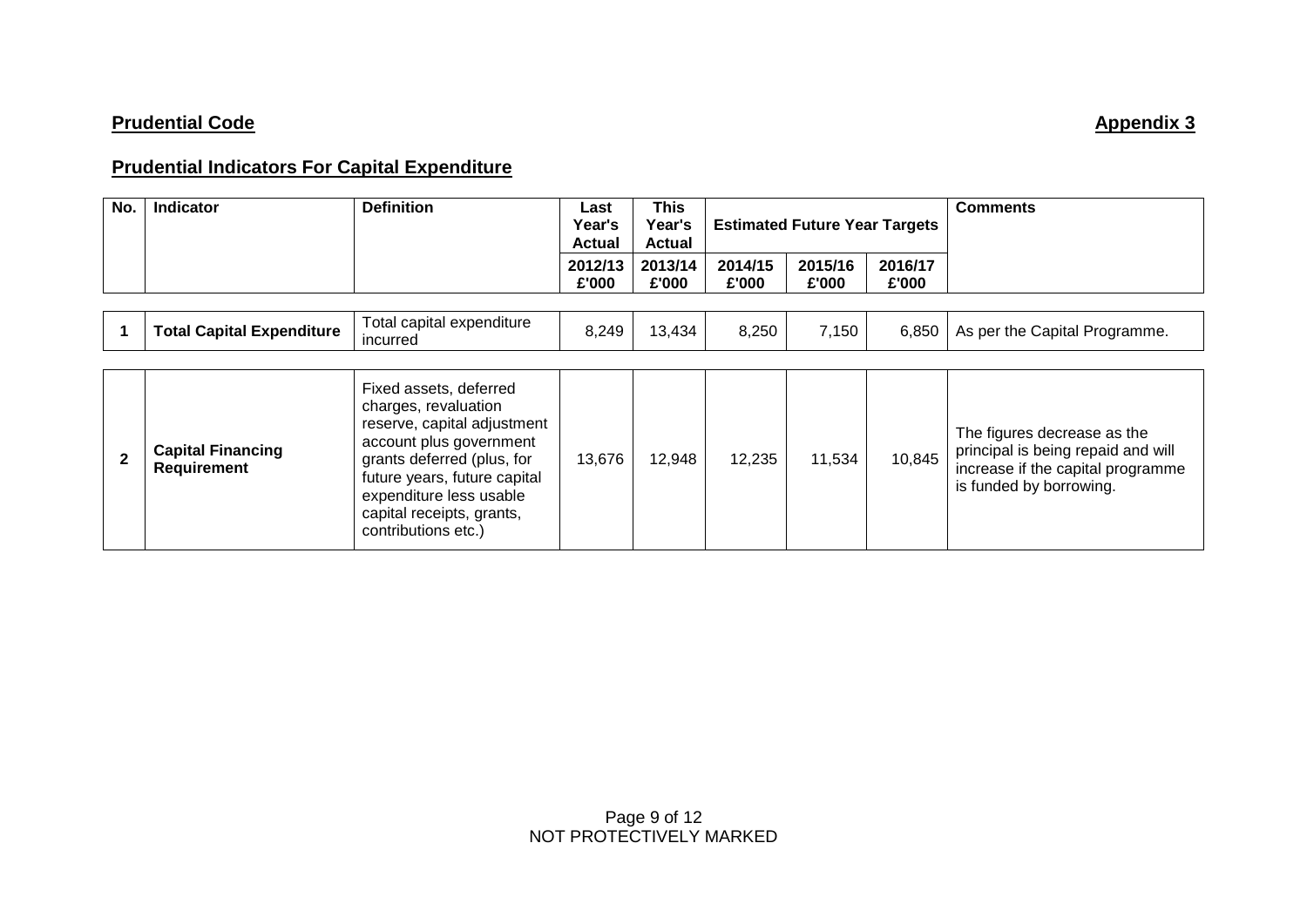**Prudential Code** **Appendix 3**

## Prudential Indicators For Capital Expenditure

| No. | Indicator | Definition | Last Year's Actual | This Year's Actual | Estimated Future Year Targets | | | Comments |
|---|---|---|---|---|---|---|---|---|
| | | | 2012/13 £'000 | 2013/14 £'000 | 2014/15 £'000 | 2015/16 £'000 | 2016/17 £'000 | |
| 1 | **Total Capital Expenditure** | Total capital expenditure incurred | 8,249 | 13,434 | 8,250 | 7,150 | 6,850 | As per the Capital Programme. |
| 2 | **Capital Financing Requirement** | Fixed assets, deferred charges, revaluation reserve, capital adjustment account plus government grants deferred (plus, for future years, future capital expenditure less usable capital receipts, grants, contributions etc.) | 13,676 | 12,948 | 12,235 | 11,534 | 10,845 | The figures decrease as the principal is being repaid and will increase if the capital programme is funded by borrowing. |

NOT PROTECTIVELY MARKED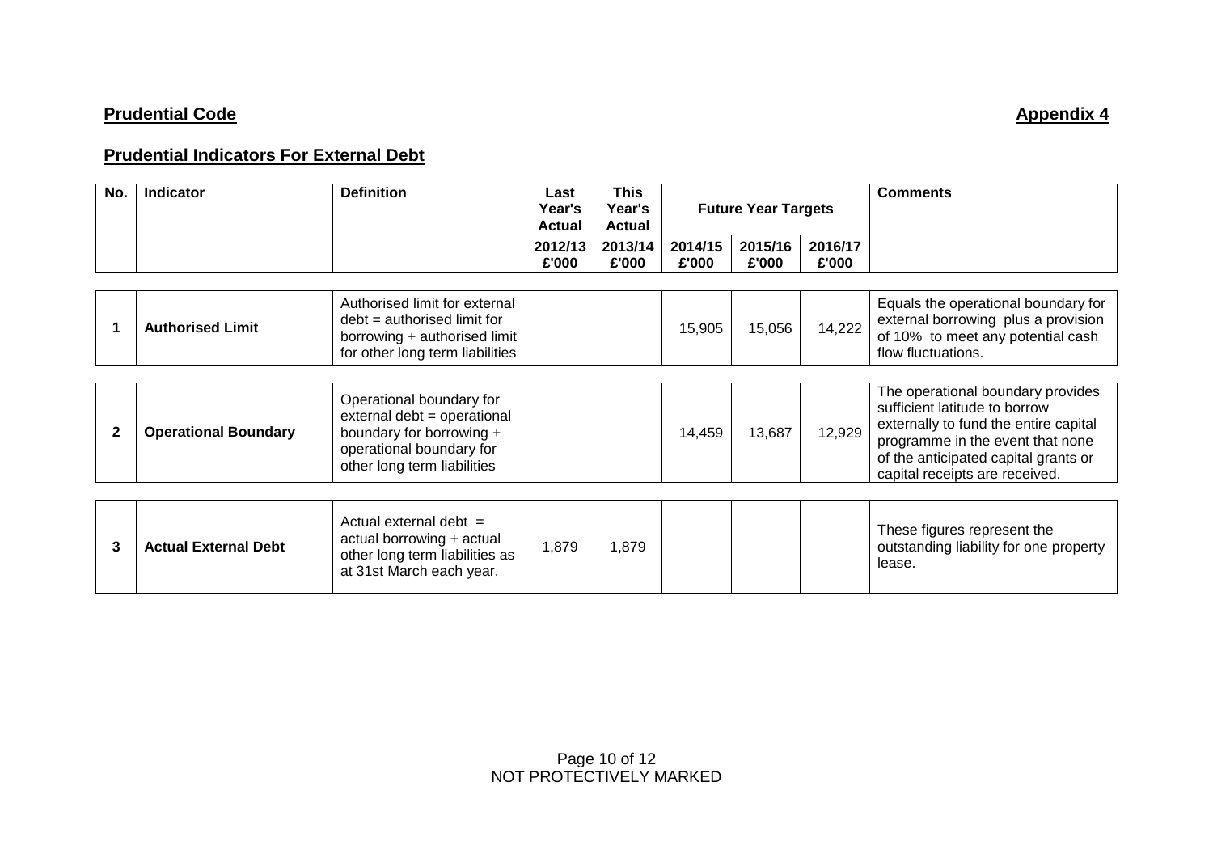**Prudential Code** **Appendix 4**

**Prudential Indicators For External Debt**

| No. | Indicator | Definition | Last Year's Actual | This Year's Actual | Future Year Targets | | | Comments |
|---|---|---|---|---|---|---|---|---|
| | | | 2012/13 £'000 | 2013/14 £'000 | 2014/15 £'000 | 2015/16 £'000 | 2016/17 £'000 | |
| 1 | **Authorised Limit** | Authorised limit for external debt = authorised limit for borrowing + authorised limit for other long term liabilities | | | 15,905 | 15,056 | 14,222 | Equals the operational boundary for external borrowing plus a provision of 10% to meet any potential cash flow fluctuations. |
| 2 | **Operational Boundary** | Operational boundary for external debt = operational boundary for borrowing + operational boundary for other long term liabilities | | | 14,459 | 13,687 | 12,929 | The operational boundary provides sufficient latitude to borrow externally to fund the entire capital programme in the event that none of the anticipated capital grants or capital receipts are received. |
| 3 | **Actual External Debt** | Actual external debt = actual borrowing + actual other long term liabilities as at 31st March each year. | 1,879 | 1,879 | | | | These figures represent the outstanding liability for one property lease. |

NOT PROTECTIVELY MARKED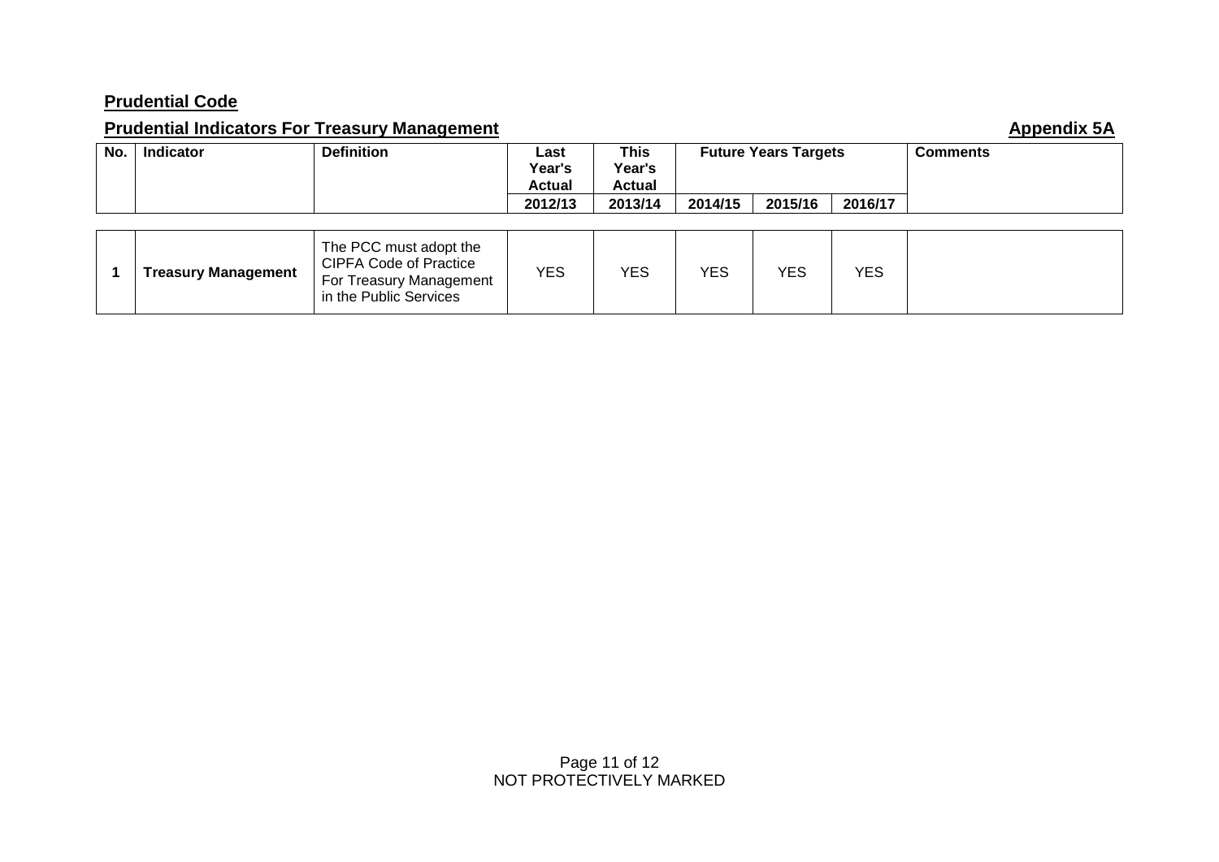**Prudential Code**

**Prudential Indicators For Treasury Management** **Appendix 5A**

| No. | Indicator | Definition | Last Year's Actual | This Year's Actual | Future Years Targets | | | Comments |
|---|---|---|---|---|---|---|---|---|
| | | | 2012/13 | 2013/14 | 2014/15 | 2015/16 | 2016/17 | |
| 1 | **Treasury Management** | The PCC must adopt the CIPFA Code of Practice For Treasury Management in the Public Services | YES | YES | YES | YES | YES | |

NOT PROTECTIVELY MARKED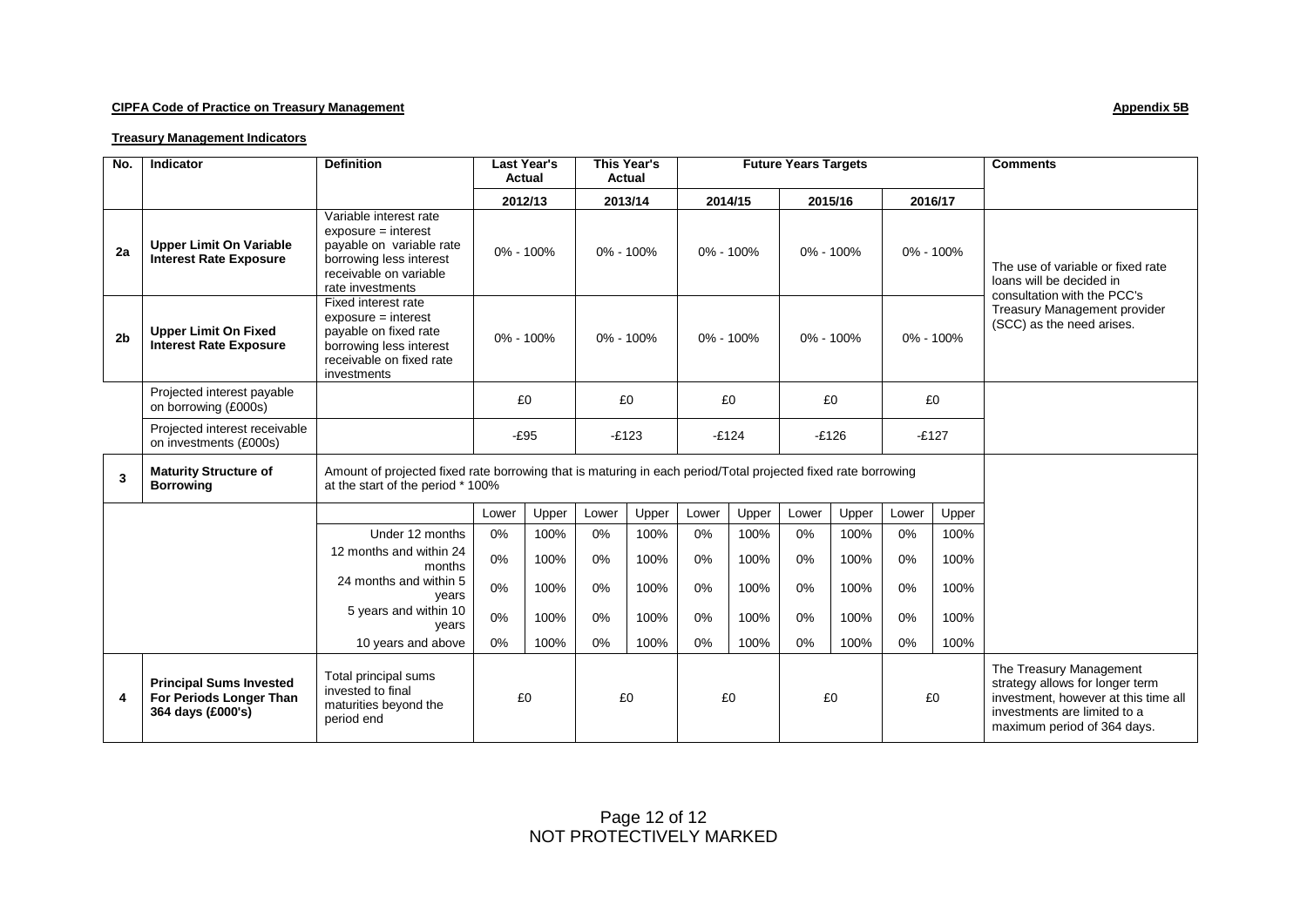**CIPFA Code of Practice on Treasury Management** **Appendix 5B**

**Treasury Management Indicators**

| No. | Indicator | Definition | Last Year's Actual | | This Year's Actual | | Future Years Targets | | | | | | Comments |
|---|---|---|---|---|---|---|---|---|---|---|---|---|---|
| | | | 2012/13 | | 2013/14 | | 2014/15 | | 2015/16 | | 2016/17 | | |
| **2a** | **Upper Limit On Variable Interest Rate Exposure** | Variable interest rate exposure = interest payable on variable rate borrowing less interest receivable on variable rate investments | 0% - 100% | | 0% - 100% | | 0% - 100% | | 0% - 100% | | 0% - 100% | | The use of variable or fixed rate loans will be decided in consultation with the PCC's Treasury Management provider (SCC) as the need arises. |
| **2b** | **Upper Limit On Fixed Interest Rate Exposure** | Fixed interest rate exposure = interest payable on fixed rate borrowing less interest receivable on fixed rate investments | 0% - 100% | | 0% - 100% | | 0% - 100% | | 0% - 100% | | 0% - 100% | | |
| | Projected interest payable on borrowing (£000s) | | £0 | | £0 | | £0 | | £0 | | £0 | | |
| | Projected interest receivable on investments (£000s) | | -£95 | | -£123 | | -£124 | | -£126 | | -£127 | | |
| **3** | **Maturity Structure of Borrowing** | Amount of projected fixed rate borrowing that is maturing in each period/Total projected fixed rate borrowing at the start of the period * 100% | | | | | | | | | | | |
| | | | Lower | Upper | Lower | Upper | Lower | Upper | Lower | Upper | Lower | Upper | |
| | | Under 12 months | 0% | 100% | 0% | 100% | 0% | 100% | 0% | 100% | 0% | 100% | |
| | | 12 months and within 24 months | 0% | 100% | 0% | 100% | 0% | 100% | 0% | 100% | 0% | 100% | |
| | | 24 months and within 5 years | 0% | 100% | 0% | 100% | 0% | 100% | 0% | 100% | 0% | 100% | |
| | | 5 years and within 10 years | 0% | 100% | 0% | 100% | 0% | 100% | 0% | 100% | 0% | 100% | |
| | | 10 years and above | 0% | 100% | 0% | 100% | 0% | 100% | 0% | 100% | 0% | 100% | |
| **4** | **Principal Sums Invested For Periods Longer Than 364 days (£000's)** | Total principal sums invested to final maturities beyond the period end | £0 | | £0 | | £0 | | £0 | | £0 | | The Treasury Management strategy allows for longer term investment, however at this time all investments are limited to a maximum period of 364 days. |

NOT PROTECTIVELY MARKED